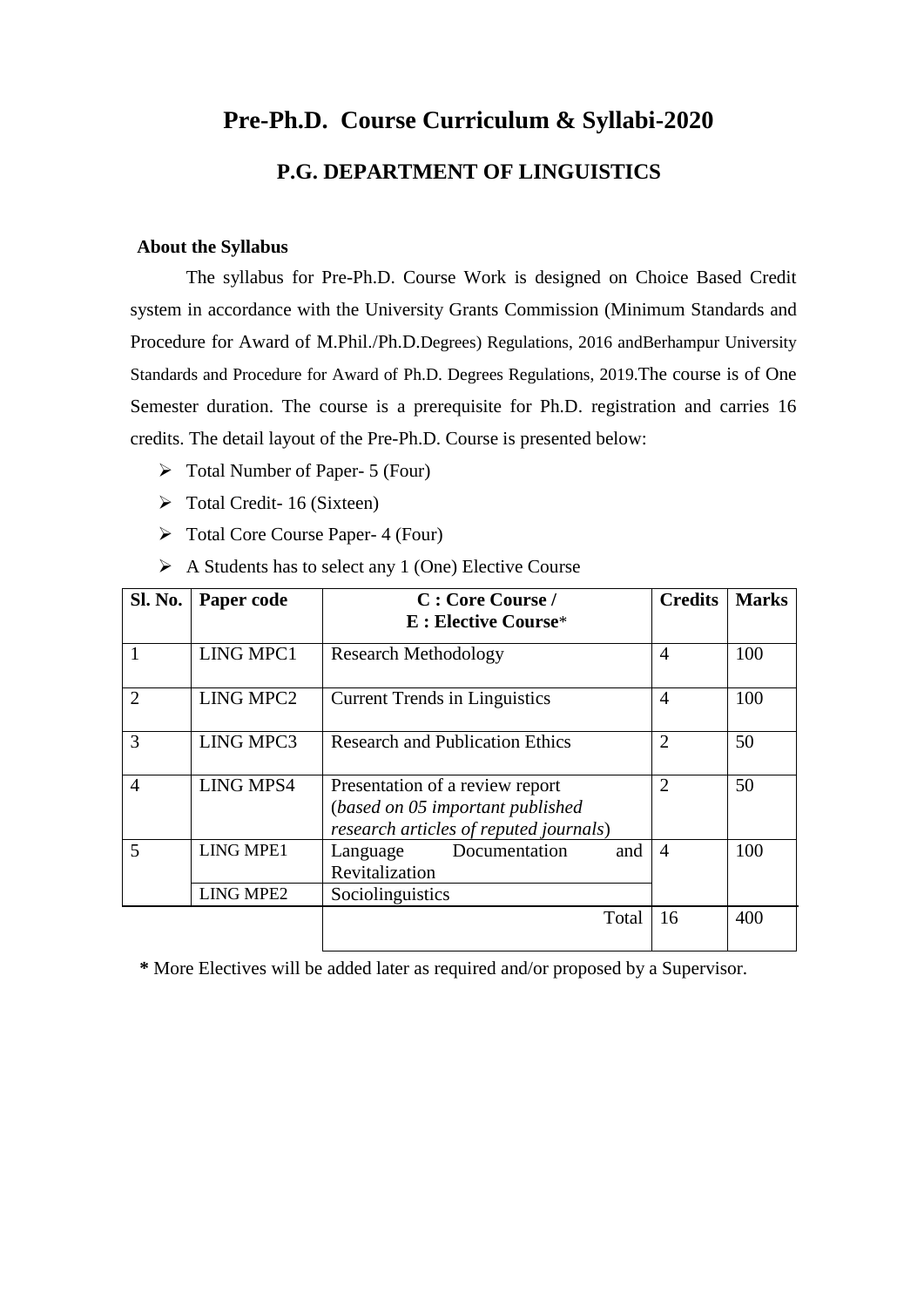# Pre-Ph.D. Course Curriculum & Syllabi-2020

## P.G. DEPARTMENT OF LINGUISTICS

**About the Syllabus**

The syllabus for Pre-Ph.D. Course Work is designed on Choice Based Credit system in accordance with the University Grants Commission (Minimum Standards and Procedure for Award of M.Phil./Ph.D.Degrees) Regulations, 2016 andBerhampur University Standards and Procedure for Award of Ph.D. Degrees Regulations, 2019.The course is of One Semester duration. The course is a prerequisite for Ph.D. registration and carries 16 credits. The detail layout of the Pre-Ph.D. Course is presented below:

- Total Number of Paper- 5 (Four)
- Total Credit- 16 (Sixteen)
- Total Core Course Paper- 4 (Four)
- A Students has to select any 1 (One) Elective Course

| Sl. No. | Paper code | C : Core Course / E : Elective Course* | Credits | Marks |
|---|---|---|---|---|
| 1 | LING MPC1 | Research Methodology | 4 | 100 |
| 2 | LING MPC2 | Current Trends in Linguistics | 4 | 100 |
| 3 | LING MPC3 | Research and Publication Ethics | 2 | 50 |
| 4 | LING MPS4 | Presentation of a review report (*based on 05 important published research articles of reputed journals*) | 2 | 50 |
| 5 | LING MPE1 | Language Documentation and Revitalization | 4 | 100 |
| | LING MPE2 | Sociolinguistics | | |
| | | Total | 16 | 400 |

**\*** More Electives will be added later as required and/or proposed by a Supervisor.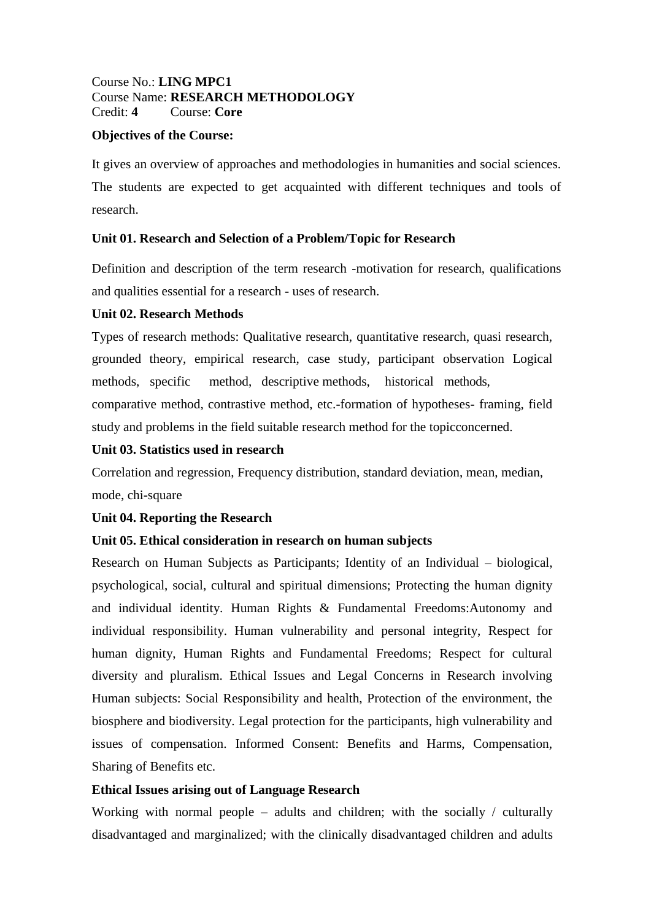Course No.: **LING MPC1**
Course Name: **RESEARCH METHODOLOGY**
Credit: **4** Course: **Core**

**Objectives of the Course:**

It gives an overview of approaches and methodologies in humanities and social sciences. The students are expected to get acquainted with different techniques and tools of research.

**Unit 01. Research and Selection of a Problem/Topic for Research**

Definition and description of the term research -motivation for research, qualifications and qualities essential for a research - uses of research.

**Unit 02. Research Methods**

Types of research methods: Qualitative research, quantitative research, quasi research, grounded theory, empirical research, case study, participant observation Logical methods, specific method, descriptive methods, historical methods, comparative method, contrastive method, etc.-formation of hypotheses- framing, field study and problems in the field suitable research method for the topicconcerned.

**Unit 03. Statistics used in research**

Correlation and regression, Frequency distribution, standard deviation, mean, median, mode, chi-square

**Unit 04. Reporting the Research**

**Unit 05. Ethical consideration in research on human subjects**

Research on Human Subjects as Participants; Identity of an Individual – biological, psychological, social, cultural and spiritual dimensions; Protecting the human dignity and individual identity. Human Rights & Fundamental Freedoms:Autonomy and individual responsibility. Human vulnerability and personal integrity, Respect for human dignity, Human Rights and Fundamental Freedoms; Respect for cultural diversity and pluralism. Ethical Issues and Legal Concerns in Research involving Human subjects: Social Responsibility and health, Protection of the environment, the biosphere and biodiversity. Legal protection for the participants, high vulnerability and issues of compensation. Informed Consent: Benefits and Harms, Compensation, Sharing of Benefits etc.

**Ethical Issues arising out of Language Research**

Working with normal people – adults and children; with the socially / culturally disadvantaged and marginalized; with the clinically disadvantaged children and adults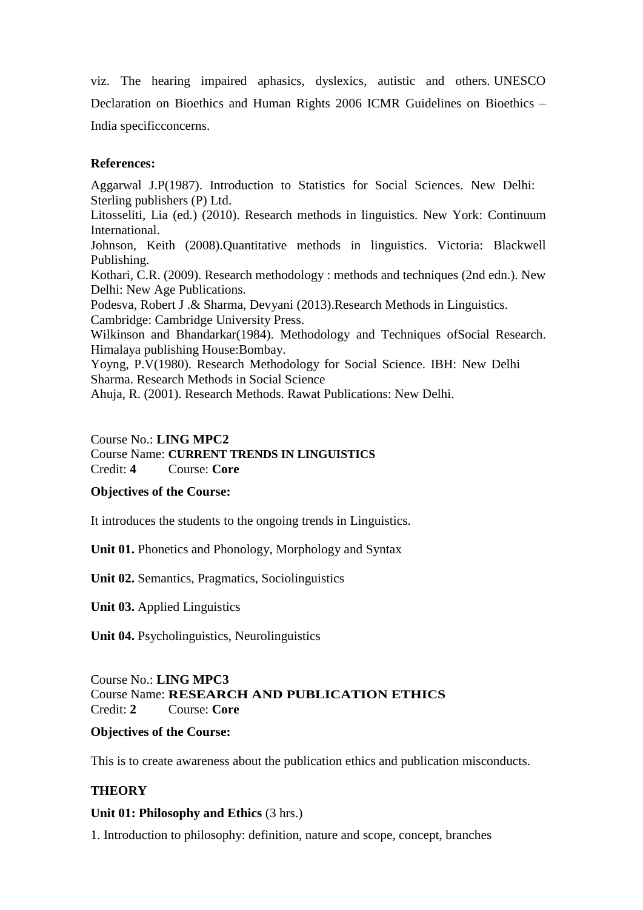viz. The hearing impaired aphasics, dyslexics, autistic and others. UNESCO Declaration on Bioethics and Human Rights 2006 ICMR Guidelines on Bioethics – India specificconcerns.

**References:**

Aggarwal J.P(1987). Introduction to Statistics for Social Sciences. New Delhi: Sterling publishers (P) Ltd.
Litosseliti, Lia (ed.) (2010). Research methods in linguistics. New York: Continuum International.
Johnson, Keith (2008).Quantitative methods in linguistics. Victoria: Blackwell Publishing.
Kothari, C.R. (2009). Research methodology : methods and techniques (2nd edn.). New Delhi: New Age Publications.
Podesva, Robert J .& Sharma, Devyani (2013).Research Methods in Linguistics. Cambridge: Cambridge University Press.
Wilkinson and Bhandarkar(1984). Methodology and Techniques ofSocial Research. Himalaya publishing House:Bombay.
Yoyng, P.V(1980). Research Methodology for Social Science. IBH: New Delhi
Sharma. Research Methods in Social Science
Ahuja, R. (2001). Research Methods. Rawat Publications: New Delhi.

Course No.: **LING MPC2**
Course Name: **CURRENT TRENDS IN LINGUISTICS**
Credit: **4** Course: **Core**

**Objectives of the Course:**

It introduces the students to the ongoing trends in Linguistics.

**Unit 01.** Phonetics and Phonology, Morphology and Syntax

**Unit 02.** Semantics, Pragmatics, Sociolinguistics

**Unit 03.** Applied Linguistics

**Unit 04.** Psycholinguistics, Neurolinguistics

Course No.: **LING MPC3**
Course Name: **RESEARCH AND PUBLICATION ETHICS**
Credit: **2** Course: **Core**

**Objectives of the Course:**

This is to create awareness about the publication ethics and publication misconducts.

**THEORY**

**Unit 01: Philosophy and Ethics** (3 hrs.)

1. Introduction to philosophy: definition, nature and scope, concept, branches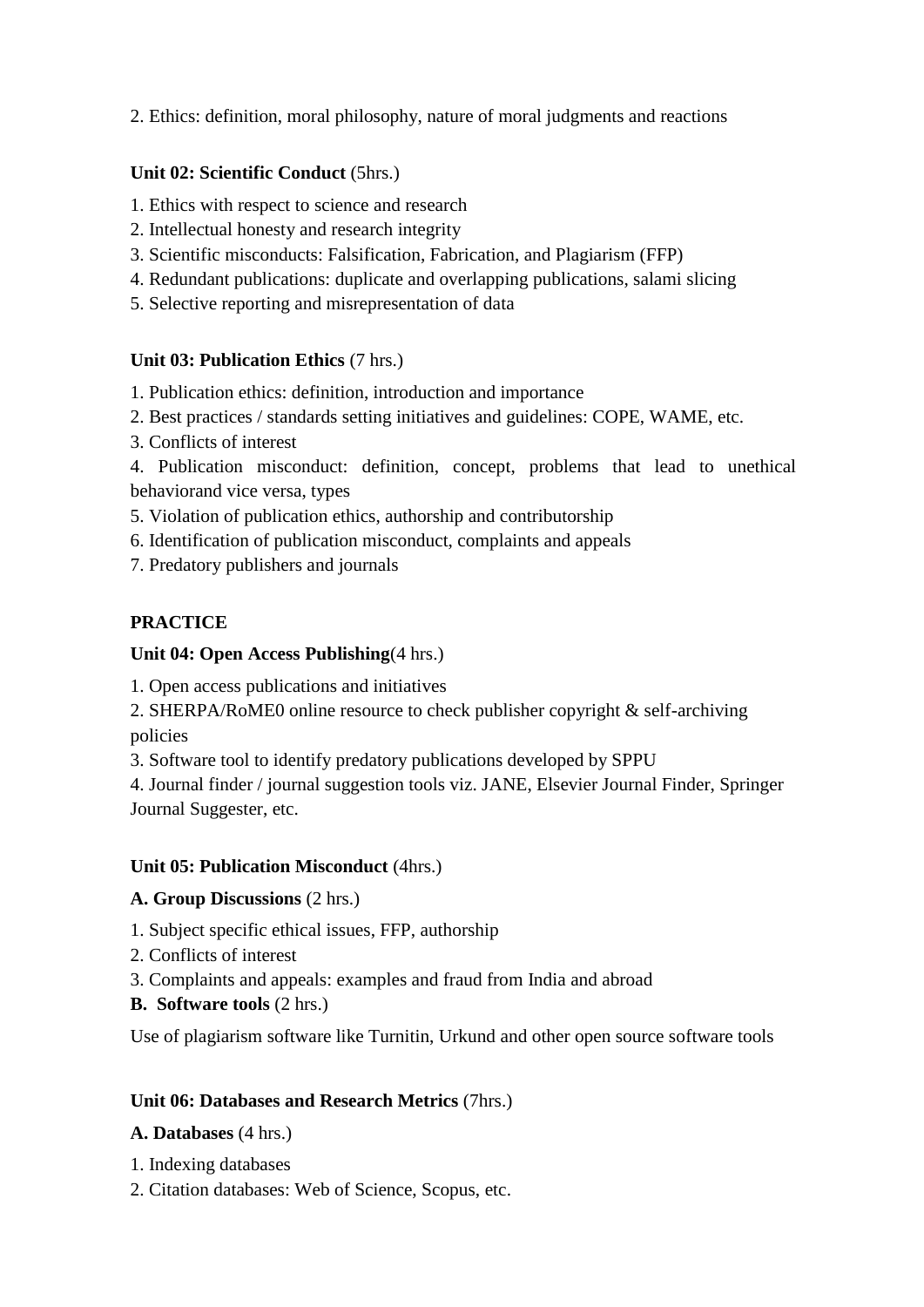2. Ethics: definition, moral philosophy, nature of moral judgments and reactions

**Unit 02: Scientific Conduct** (5hrs.)

1. Ethics with respect to science and research
2. Intellectual honesty and research integrity
3. Scientific misconducts: Falsification, Fabrication, and Plagiarism (FFP)
4. Redundant publications: duplicate and overlapping publications, salami slicing
5. Selective reporting and misrepresentation of data

**Unit 03: Publication Ethics** (7 hrs.)

1. Publication ethics: definition, introduction and importance
2. Best practices / standards setting initiatives and guidelines: COPE, WAME, etc.
3. Conflicts of interest
4. Publication misconduct: definition, concept, problems that lead to unethical behaviorand vice versa, types
5. Violation of publication ethics, authorship and contributorship
6. Identification of publication misconduct, complaints and appeals
7. Predatory publishers and journals

**PRACTICE**

**Unit 04: Open Access Publishing**(4 hrs.)

1. Open access publications and initiatives
2. SHERPA/RoME0 online resource to check publisher copyright & self-archiving policies
3. Software tool to identify predatory publications developed by SPPU
4. Journal finder / journal suggestion tools viz. JANE, Elsevier Journal Finder, Springer Journal Suggester, etc.

**Unit 05: Publication Misconduct** (4hrs.)

**A. Group Discussions** (2 hrs.)

1. Subject specific ethical issues, FFP, authorship
2. Conflicts of interest
3. Complaints and appeals: examples and fraud from India and abroad

**B. Software tools** (2 hrs.)

Use of plagiarism software like Turnitin, Urkund and other open source software tools

**Unit 06: Databases and Research Metrics** (7hrs.)

**A. Databases** (4 hrs.)

1. Indexing databases
2. Citation databases: Web of Science, Scopus, etc.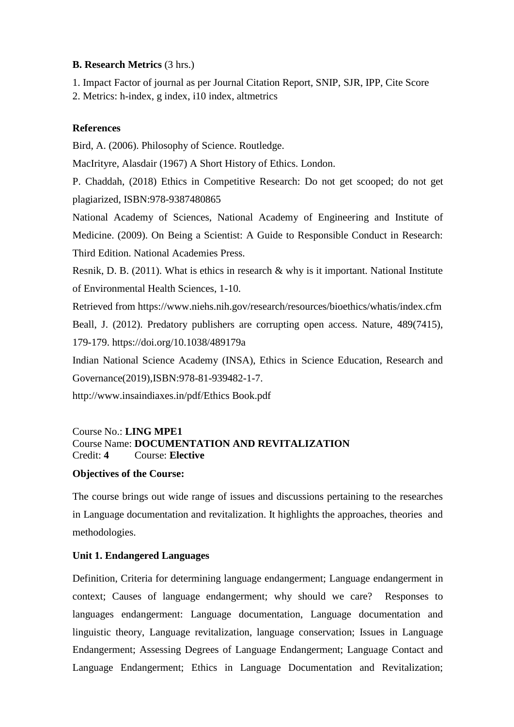**B. Research Metrics** (3 hrs.)

1. Impact Factor of journal as per Journal Citation Report, SNIP, SJR, IPP, Cite Score
2. Metrics: h-index, g index, i10 index, altmetrics

**References**

Bird, A. (2006). Philosophy of Science. Routledge.

MacIrityre, Alasdair (1967) A Short History of Ethics. London.

P. Chaddah, (2018) Ethics in Competitive Research: Do not get scooped; do not get plagiarized, ISBN:978-9387480865

National Academy of Sciences, National Academy of Engineering and Institute of Medicine. (2009). On Being a Scientist: A Guide to Responsible Conduct in Research: Third Edition. National Academies Press.

Resnik, D. B. (2011). What is ethics in research & why is it important. National Institute of Environmental Health Sciences, 1-10.

Retrieved from https://www.niehs.nih.gov/research/resources/bioethics/whatis/index.cfm

Beall, J. (2012). Predatory publishers are corrupting open access. Nature, 489(7415), 179-179. https://doi.org/10.1038/489179a

Indian National Science Academy (INSA), Ethics in Science Education, Research and Governance(2019),ISBN:978-81-939482-1-7.

http://www.insaindiaxes.in/pdf/Ethics Book.pdf

Course No.: **LING MPE1**
Course Name: **DOCUMENTATION AND REVITALIZATION**
Credit: **4** Course: **Elective**

**Objectives of the Course:**

The course brings out wide range of issues and discussions pertaining to the researches in Language documentation and revitalization. It highlights the approaches, theories and methodologies.

**Unit 1. Endangered Languages**

Definition, Criteria for determining language endangerment; Language endangerment in context; Causes of language endangerment; why should we care? Responses to languages endangerment: Language documentation, Language documentation and linguistic theory, Language revitalization, language conservation; Issues in Language Endangerment; Assessing Degrees of Language Endangerment; Language Contact and Language Endangerment; Ethics in Language Documentation and Revitalization;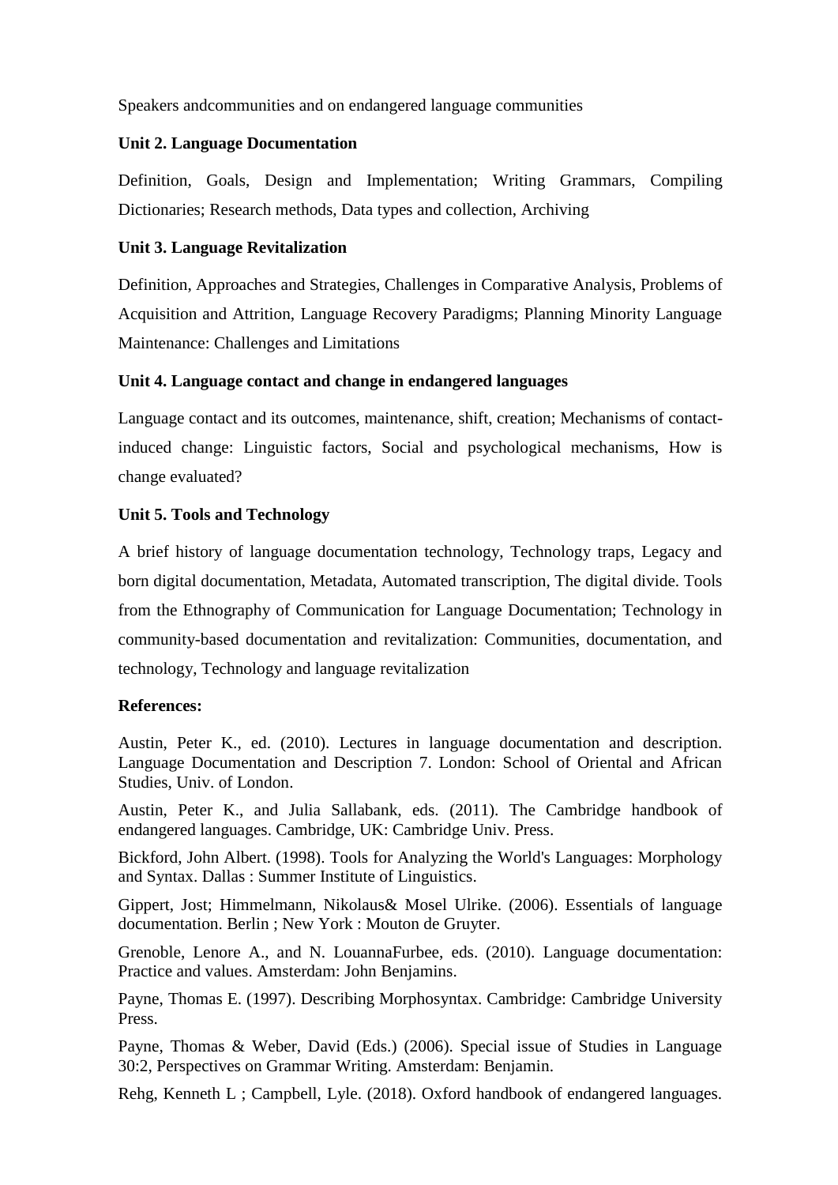Speakers andcommunities and on endangered language communities

**Unit 2. Language Documentation**

Definition, Goals, Design and Implementation; Writing Grammars, Compiling Dictionaries; Research methods, Data types and collection, Archiving

**Unit 3. Language Revitalization**

Definition, Approaches and Strategies, Challenges in Comparative Analysis, Problems of Acquisition and Attrition, Language Recovery Paradigms; Planning Minority Language Maintenance: Challenges and Limitations

**Unit 4. Language contact and change in endangered languages**

Language contact and its outcomes, maintenance, shift, creation; Mechanisms of contact-induced change: Linguistic factors, Social and psychological mechanisms, How is change evaluated?

**Unit 5. Tools and Technology**

A brief history of language documentation technology, Technology traps, Legacy and born digital documentation, Metadata, Automated transcription, The digital divide. Tools from the Ethnography of Communication for Language Documentation; Technology in community-based documentation and revitalization: Communities, documentation, and technology, Technology and language revitalization

**References:**

Austin, Peter K., ed. (2010). Lectures in language documentation and description. Language Documentation and Description 7. London: School of Oriental and African Studies, Univ. of London.

Austin, Peter K., and Julia Sallabank, eds. (2011). The Cambridge handbook of endangered languages. Cambridge, UK: Cambridge Univ. Press.

Bickford, John Albert. (1998). Tools for Analyzing the World's Languages: Morphology and Syntax. Dallas : Summer Institute of Linguistics.

Gippert, Jost; Himmelmann, Nikolaus& Mosel Ulrike. (2006). Essentials of language documentation. Berlin ; New York : Mouton de Gruyter.

Grenoble, Lenore A., and N. LouannaFurbee, eds. (2010). Language documentation: Practice and values. Amsterdam: John Benjamins.

Payne, Thomas E. (1997). Describing Morphosyntax. Cambridge: Cambridge University Press.

Payne, Thomas & Weber, David (Eds.) (2006). Special issue of Studies in Language 30:2, Perspectives on Grammar Writing. Amsterdam: Benjamin.

Rehg, Kenneth L ; Campbell, Lyle. (2018). Oxford handbook of endangered languages.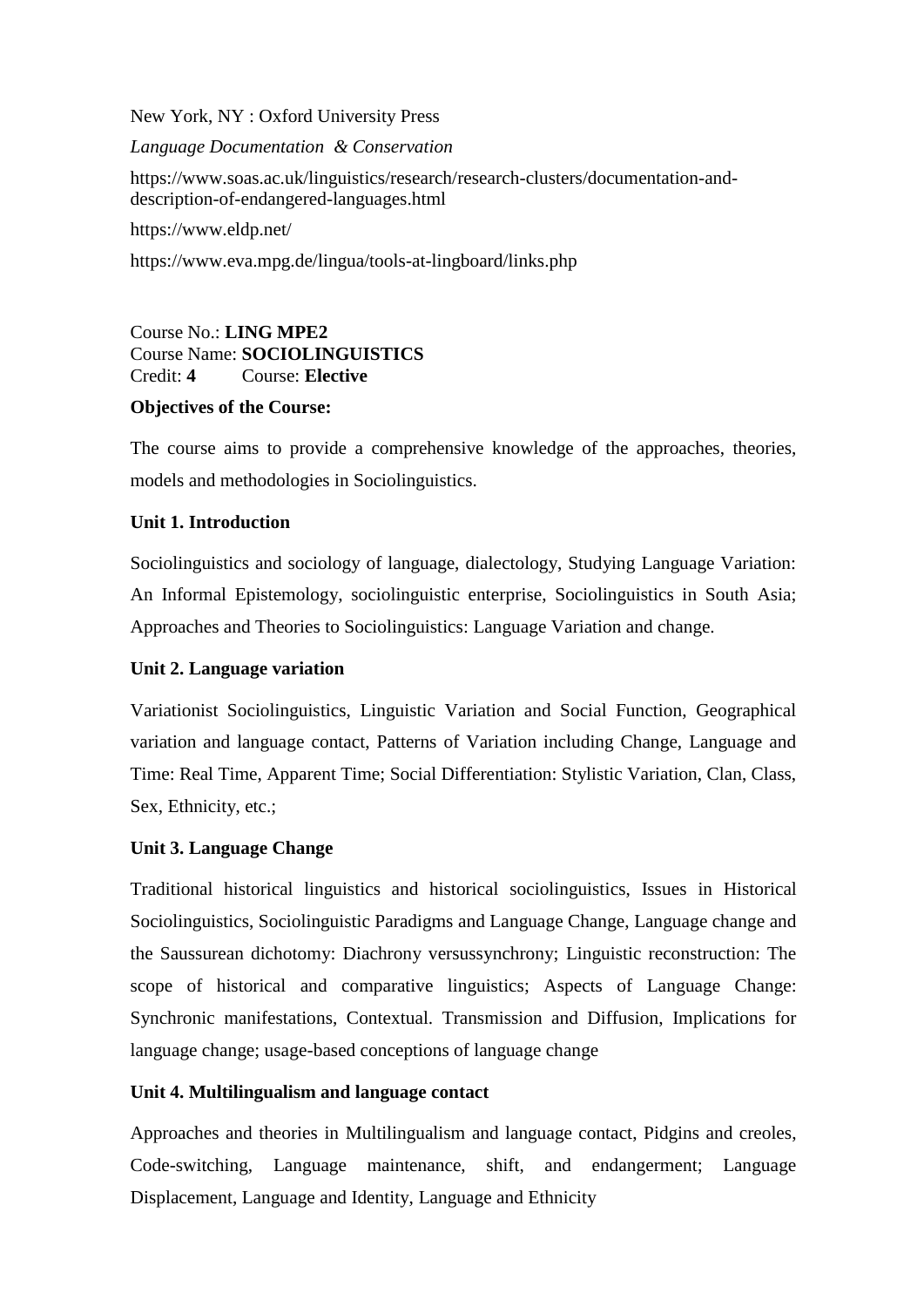New York, NY : Oxford University Press

*Language Documentation & Conservation*

https://www.soas.ac.uk/linguistics/research/research-clusters/documentation-and-description-of-endangered-languages.html

https://www.eldp.net/

https://www.eva.mpg.de/lingua/tools-at-lingboard/links.php

Course No.: **LING MPE2**
Course Name: **SOCIOLINGUISTICS**
Credit: **4** Course: **Elective**

**Objectives of the Course:**

The course aims to provide a comprehensive knowledge of the approaches, theories, models and methodologies in Sociolinguistics.

**Unit 1. Introduction**

Sociolinguistics and sociology of language, dialectology, Studying Language Variation: An Informal Epistemology, sociolinguistic enterprise, Sociolinguistics in South Asia; Approaches and Theories to Sociolinguistics: Language Variation and change.

**Unit 2. Language variation**

Variationist Sociolinguistics, Linguistic Variation and Social Function, Geographical variation and language contact, Patterns of Variation including Change, Language and Time: Real Time, Apparent Time; Social Differentiation: Stylistic Variation, Clan, Class, Sex, Ethnicity, etc.;

**Unit 3. Language Change**

Traditional historical linguistics and historical sociolinguistics, Issues in Historical Sociolinguistics, Sociolinguistic Paradigms and Language Change, Language change and the Saussurean dichotomy: Diachrony versussynchrony; Linguistic reconstruction: The scope of historical and comparative linguistics; Aspects of Language Change: Synchronic manifestations, Contextual. Transmission and Diffusion, Implications for language change; usage-based conceptions of language change

**Unit 4. Multilingualism and language contact**

Approaches and theories in Multilingualism and language contact, Pidgins and creoles, Code-switching, Language maintenance, shift, and endangerment; Language Displacement, Language and Identity, Language and Ethnicity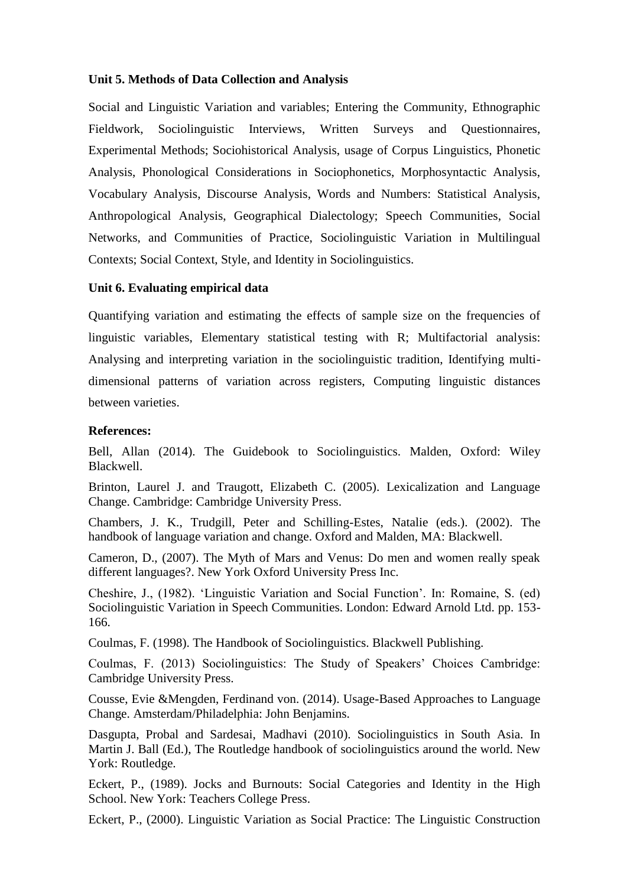**Unit 5. Methods of Data Collection and Analysis**

Social and Linguistic Variation and variables; Entering the Community, Ethnographic Fieldwork, Sociolinguistic Interviews, Written Surveys and Questionnaires, Experimental Methods; Sociohistorical Analysis, usage of Corpus Linguistics, Phonetic Analysis, Phonological Considerations in Sociophonetics, Morphosyntactic Analysis, Vocabulary Analysis, Discourse Analysis, Words and Numbers: Statistical Analysis, Anthropological Analysis, Geographical Dialectology; Speech Communities, Social Networks, and Communities of Practice, Sociolinguistic Variation in Multilingual Contexts; Social Context, Style, and Identity in Sociolinguistics.

**Unit 6. Evaluating empirical data**

Quantifying variation and estimating the effects of sample size on the frequencies of linguistic variables, Elementary statistical testing with R; Multifactorial analysis: Analysing and interpreting variation in the sociolinguistic tradition, Identifying multi-dimensional patterns of variation across registers, Computing linguistic distances between varieties.

**References:**

Bell, Allan (2014). The Guidebook to Sociolinguistics. Malden, Oxford: Wiley Blackwell.

Brinton, Laurel J. and Traugott, Elizabeth C. (2005). Lexicalization and Language Change. Cambridge: Cambridge University Press.

Chambers, J. K., Trudgill, Peter and Schilling-Estes, Natalie (eds.). (2002). The handbook of language variation and change. Oxford and Malden, MA: Blackwell.

Cameron, D., (2007). The Myth of Mars and Venus: Do men and women really speak different languages?. New York Oxford University Press Inc.

Cheshire, J., (1982). 'Linguistic Variation and Social Function'. In: Romaine, S. (ed) Sociolinguistic Variation in Speech Communities. London: Edward Arnold Ltd. pp. 153-166.

Coulmas, F. (1998). The Handbook of Sociolinguistics. Blackwell Publishing.

Coulmas, F. (2013) Sociolinguistics: The Study of Speakers' Choices Cambridge: Cambridge University Press.

Cousse, Evie &Mengden, Ferdinand von. (2014). Usage-Based Approaches to Language Change. Amsterdam/Philadelphia: John Benjamins.

Dasgupta, Probal and Sardesai, Madhavi (2010). Sociolinguistics in South Asia. In Martin J. Ball (Ed.), The Routledge handbook of sociolinguistics around the world. New York: Routledge.

Eckert, P., (1989). Jocks and Burnouts: Social Categories and Identity in the High School. New York: Teachers College Press.

Eckert, P., (2000). Linguistic Variation as Social Practice: The Linguistic Construction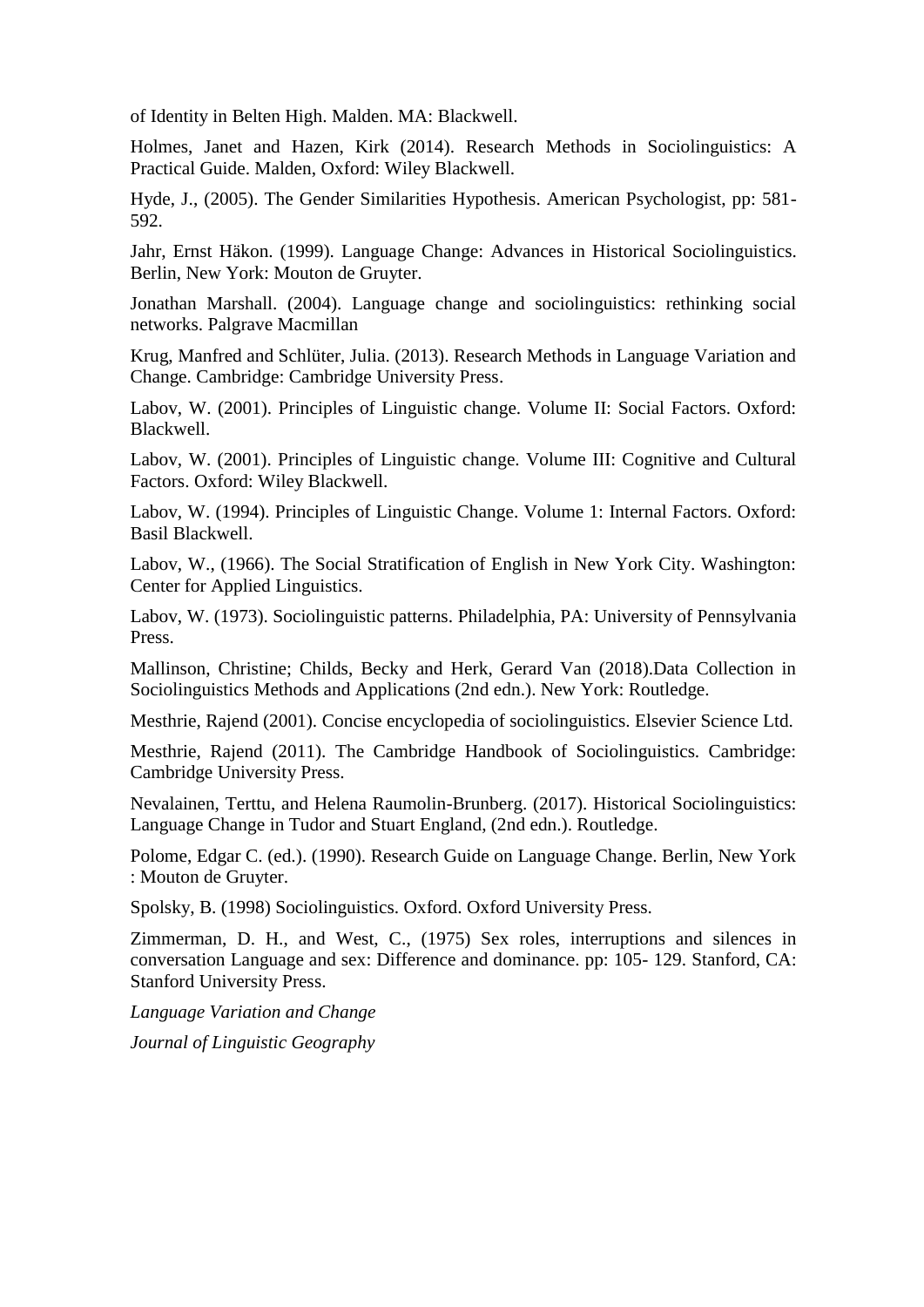of Identity in Belten High. Malden. MA: Blackwell.

Holmes, Janet and Hazen, Kirk (2014). Research Methods in Sociolinguistics: A Practical Guide. Malden, Oxford: Wiley Blackwell.

Hyde, J., (2005). The Gender Similarities Hypothesis. American Psychologist, pp: 581-592.

Jahr, Ernst Häkon. (1999). Language Change: Advances in Historical Sociolinguistics. Berlin, New York: Mouton de Gruyter.

Jonathan Marshall. (2004). Language change and sociolinguistics: rethinking social networks. Palgrave Macmillan

Krug, Manfred and Schlüter, Julia. (2013). Research Methods in Language Variation and Change. Cambridge: Cambridge University Press.

Labov, W. (2001). Principles of Linguistic change. Volume II: Social Factors. Oxford: Blackwell.

Labov, W. (2001). Principles of Linguistic change. Volume III: Cognitive and Cultural Factors. Oxford: Wiley Blackwell.

Labov, W. (1994). Principles of Linguistic Change. Volume 1: Internal Factors. Oxford: Basil Blackwell.

Labov, W., (1966). The Social Stratification of English in New York City. Washington: Center for Applied Linguistics.

Labov, W. (1973). Sociolinguistic patterns. Philadelphia, PA: University of Pennsylvania Press.

Mallinson, Christine; Childs, Becky and Herk, Gerard Van (2018).Data Collection in Sociolinguistics Methods and Applications (2nd edn.). New York: Routledge.

Mesthrie, Rajend (2001). Concise encyclopedia of sociolinguistics. Elsevier Science Ltd.

Mesthrie, Rajend (2011). The Cambridge Handbook of Sociolinguistics. Cambridge: Cambridge University Press.

Nevalainen, Terttu, and Helena Raumolin-Brunberg. (2017). Historical Sociolinguistics: Language Change in Tudor and Stuart England, (2nd edn.). Routledge.

Polome, Edgar C. (ed.). (1990). Research Guide on Language Change. Berlin, New York : Mouton de Gruyter.

Spolsky, B. (1998) Sociolinguistics. Oxford. Oxford University Press.

Zimmerman, D. H., and West, C., (1975) Sex roles, interruptions and silences in conversation Language and sex: Difference and dominance. pp: 105- 129. Stanford, CA: Stanford University Press.

*Language Variation and Change*

*Journal of Linguistic Geography*